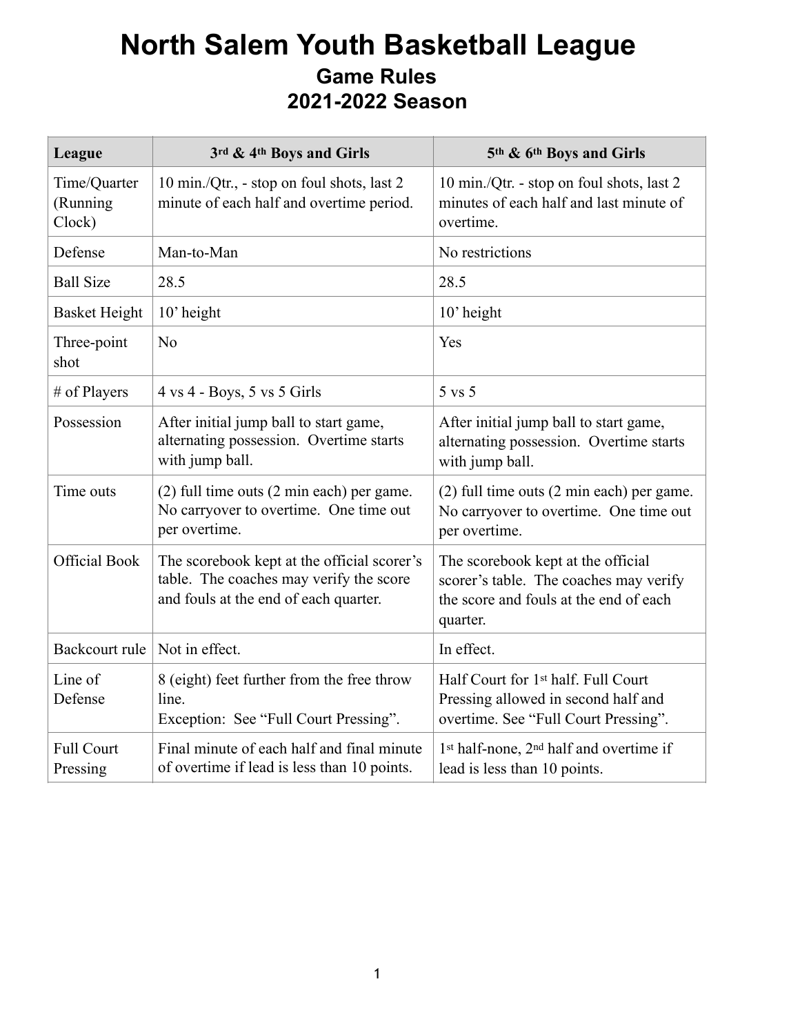# North Salem Youth Basketball League

## Game Rules

## 2021-2022 Season

| League | 3rd & 4th Boys and Girls | 5th & 6th Boys and Girls |
|---|---|---|
| Time/Quarter (Running Clock) | 10 min./Qtr., - stop on foul shots, last 2 minute of each half and overtime period. | 10 min./Qtr. - stop on foul shots, last 2 minutes of each half and last minute of overtime. |
| Defense | Man-to-Man | No restrictions |
| Ball Size | 28.5 | 28.5 |
| Basket Height | 10’ height | 10’ height |
| Three-point shot | No | Yes |
| # of Players | 4 vs 4 - Boys, 5 vs 5 Girls | 5 vs 5 |
| Possession | After initial jump ball to start game, alternating possession. Overtime starts with jump ball. | After initial jump ball to start game, alternating possession. Overtime starts with jump ball. |
| Time outs | (2) full time outs (2 min each) per game. No carryover to overtime. One time out per overtime. | (2) full time outs (2 min each) per game. No carryover to overtime. One time out per overtime. |
| Official Book | The scorebook kept at the official scorer’s table. The coaches may verify the score and fouls at the end of each quarter. | The scorebook kept at the official scorer’s table. The coaches may verify the score and fouls at the end of each quarter. |
| Backcourt rule | Not in effect. | In effect. |
| Line of Defense | 8 (eight) feet further from the free throw line.<br>Exception: See “Full Court Pressing”. | Half Court for 1st half. Full Court Pressing allowed in second half and overtime. See “Full Court Pressing”. |
| Full Court Pressing | Final minute of each half and final minute of overtime if lead is less than 10 points. | 1st half-none, 2nd half and overtime if lead is less than 10 points. |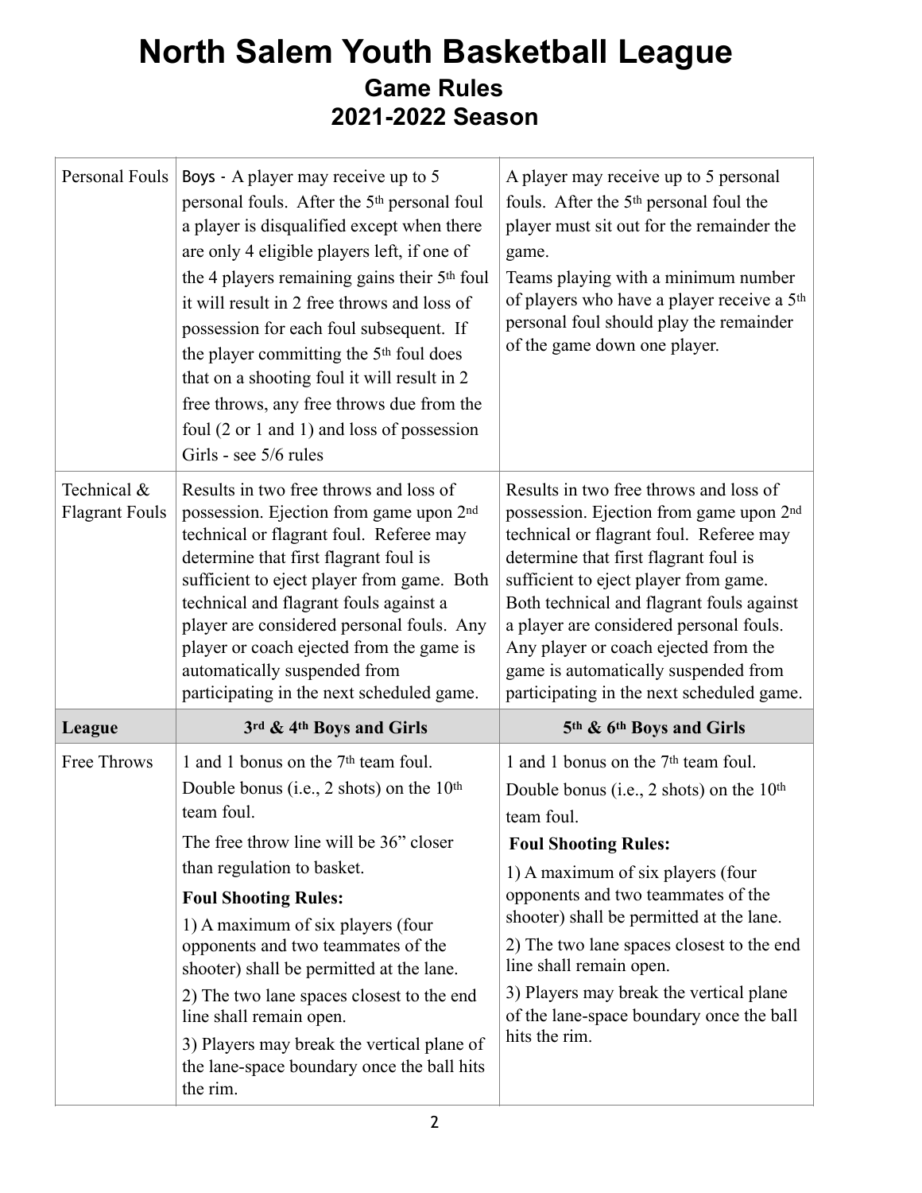# North Salem Youth Basketball League

## Game Rules

## 2021-2022 Season

| | | |
|---|---|---|
| Personal Fouls | Boys - A player may receive up to 5 personal fouls. After the 5th personal foul a player is disqualified except when there are only 4 eligible players left, if one of the 4 players remaining gains their 5th foul it will result in 2 free throws and loss of possession for each foul subsequent. If the player committing the 5th foul does that on a shooting foul it will result in 2 free throws, any free throws due from the foul (2 or 1 and 1) and loss of possession<br>Girls - see 5/6 rules | A player may receive up to 5 personal fouls. After the 5th personal foul the player must sit out for the remainder the game.<br>Teams playing with a minimum number of players who have a player receive a 5th personal foul should play the remainder of the game down one player. |
| Technical & Flagrant Fouls | Results in two free throws and loss of possession. Ejection from game upon 2nd technical or flagrant foul. Referee may determine that first flagrant foul is sufficient to eject player from game. Both technical and flagrant fouls against a player are considered personal fouls. Any player or coach ejected from the game is automatically suspended from participating in the next scheduled game. | Results in two free throws and loss of possession. Ejection from game upon 2nd technical or flagrant foul. Referee may determine that first flagrant foul is sufficient to eject player from game. Both technical and flagrant fouls against a player are considered personal fouls. Any player or coach ejected from the game is automatically suspended from participating in the next scheduled game. |
| **League** | **3rd & 4th Boys and Girls** | **5th & 6th Boys and Girls** |
| Free Throws | 1 and 1 bonus on the 7th team foul.<br>Double bonus (i.e., 2 shots) on the 10th team foul.<br>The free throw line will be 36" closer than regulation to basket.<br>**Foul Shooting Rules:**<br>1) A maximum of six players (four opponents and two teammates of the shooter) shall be permitted at the lane.<br>2) The two lane spaces closest to the end line shall remain open.<br>3) Players may break the vertical plane of the lane-space boundary once the ball hits the rim. | 1 and 1 bonus on the 7th team foul.<br>Double bonus (i.e., 2 shots) on the 10th team foul.<br>**Foul Shooting Rules:**<br>1) A maximum of six players (four opponents and two teammates of the shooter) shall be permitted at the lane.<br>2) The two lane spaces closest to the end line shall remain open.<br>3) Players may break the vertical plane of the lane-space boundary once the ball hits the rim. |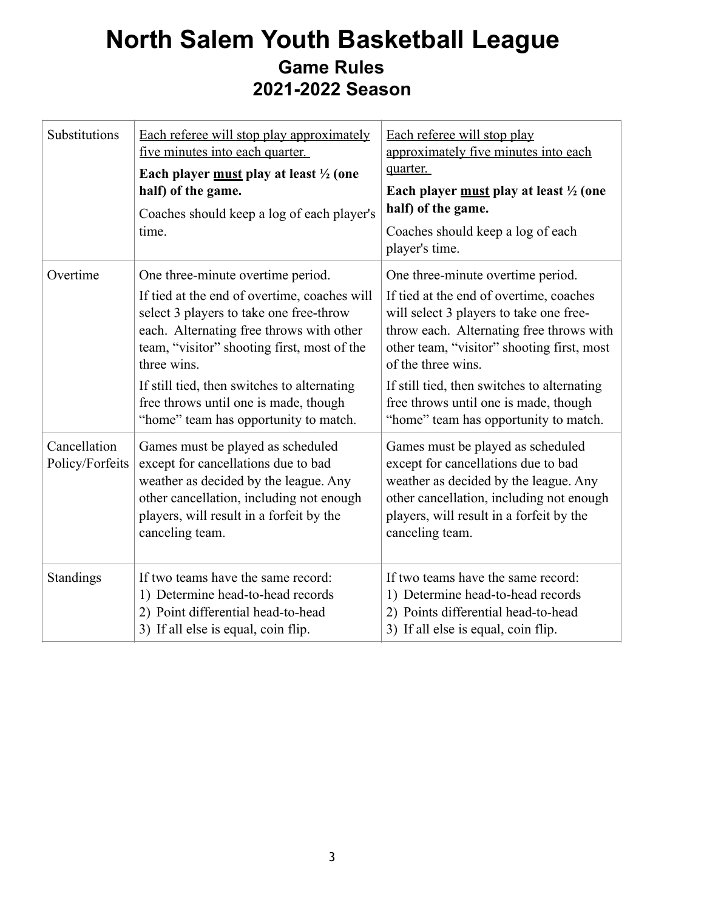# North Salem Youth Basketball League

## Game Rules

## 2021-2022 Season

| | | |
|---|---|---|
| Substitutions | <u>Each referee will stop play approximately five minutes into each quarter.</u> **Each player <u>must</u> play at least ½ (one half) of the game.** Coaches should keep a log of each player's time. | <u>Each referee will stop play approximately five minutes into each quarter.</u> **Each player <u>must</u> play at least ½ (one half) of the game.** Coaches should keep a log of each player's time. |
| Overtime | One three-minute overtime period. If tied at the end of overtime, coaches will select 3 players to take one free-throw each. Alternating free throws with other team, "visitor" shooting first, most of the three wins. If still tied, then switches to alternating free throws until one is made, though "home" team has opportunity to match. | One three-minute overtime period. If tied at the end of overtime, coaches will select 3 players to take one free-throw each. Alternating free throws with other team, "visitor" shooting first, most of the three wins. If still tied, then switches to alternating free throws until one is made, though "home" team has opportunity to match. |
| Cancellation Policy/Forfeits | Games must be played as scheduled except for cancellations due to bad weather as decided by the league. Any other cancellation, including not enough players, will result in a forfeit by the canceling team. | Games must be played as scheduled except for cancellations due to bad weather as decided by the league. Any other cancellation, including not enough players, will result in a forfeit by the canceling team. |
| Standings | If two teams have the same record: 1) Determine head-to-head records 2) Point differential head-to-head 3) If all else is equal, coin flip. | If two teams have the same record: 1) Determine head-to-head records 2) Points differential head-to-head 3) If all else is equal, coin flip. |